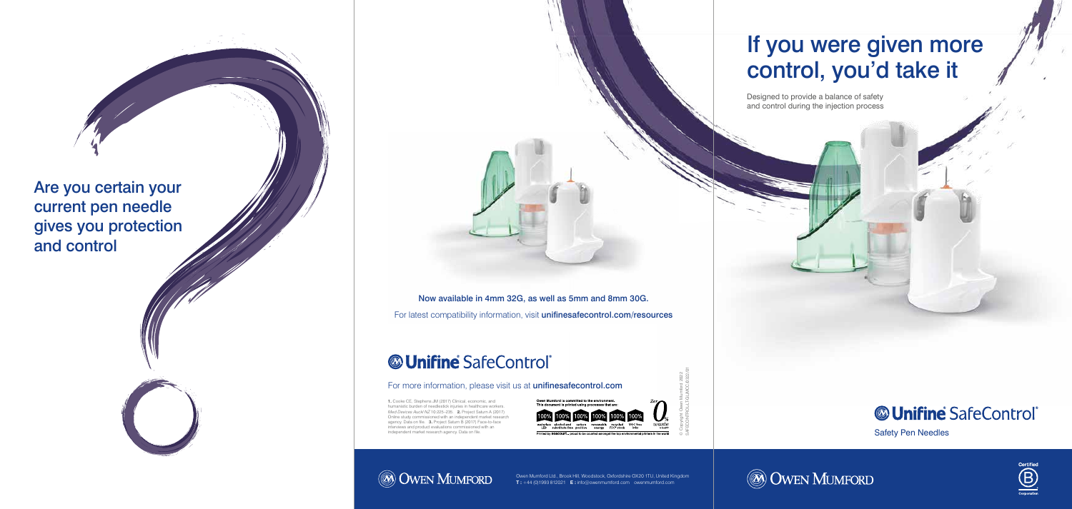Are you certain your current pen needle gives you protection and control

Now available in 4mm 32G, as well as 5mm and 8mm 30G.

For latest compatibility information, visit **unifinesafecontrol.com/resources**

## Unifine SafeControl®

For more information, please visit us at **unifinesafecontrol.com**

1. Cooke CE, Stephens JM (2017) Clinical, economic, and humanistic burden of needlestick injuries in healthcare workers. *Med Devices Auckl NZ* 10:225–235. 2. Project Saturn A (2017) Online study commissioned with an independent market research agency. Data on file. 3. Project Saturn B (2017) Face-to-face interviews and product evaluations commissioned with an independent market research agency. Data on file.

Owen Mumford is committed to the environment.
This document is printed using processes that are:

100% waterless LED | 100% alcohol and substitute free | 100% carbon positive | 100% renewable energy | 100% recycled FSC® stock | 100% VOC free inks | Zero% waste to landfill

Printed by SEACOURT – proud to be counted amongst the top environmental printers in the world

© Copyright Owen Mumford 2022
SAFECONTROL/LTG/UK/DO/0221/01

OWEN MUMFORD

Owen Mumford Ltd., Brook Hill, Woodstock, Oxfordshire OX20 1TU, United Kingdom
**T :** +44 (0)1993 812021 **E :** info@owenmumford.com owenmumford.com

# If you were given more control, you'd take it

Designed to provide a balance of safety and control during the injection process

## Unifine SafeControl®

Safety Pen Needles

OWEN MUMFORD

Certified B Corporation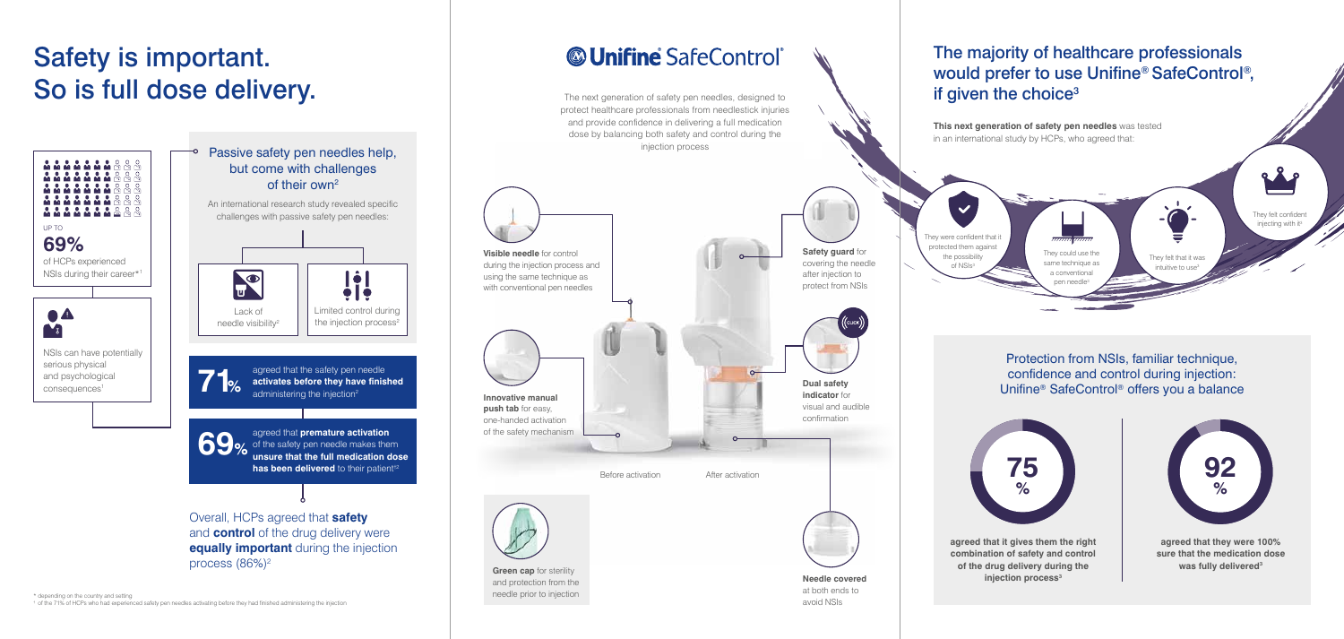# Safety is important. So is full dose delivery.

UP TO

**69%**

of HCPs experienced NSIs during their career*[1]

NSIs can have potentially serious physical and psychological consequences[1]

## Passive safety pen needles help, but come with challenges of their own[2]

An international research study revealed specific challenges with passive safety pen needles:

Lack of needle visibility[2]

Limited control during the injection process[2]

**71%** agreed that the safety pen needle **activates before they have finished** administering the injection[2]

**69%** agreed that **premature activation** of the safety pen needle makes them **unsure that the full medication dose has been delivered** to their patient†[2]

Overall, HCPs agreed that **safety** and **control** of the drug delivery were **equally important** during the injection process (86%)[2]

\* depending on the country and setting

† of the 71% of HCPs who had experienced safety pen needles activating before they had finished administering the injection

# Unifine® SafeControl®

The next generation of safety pen needles, designed to protect healthcare professionals from needlestick injuries and provide confidence in delivering a full medication dose by balancing both safety and control during the injection process

**Visible needle** for control during the injection process and using the same technique as with conventional pen needles

**Innovative manual push tab** for easy, one-handed activation of the safety mechanism

**Safety guard** for covering the needle after injection to protect from NSIs

**Dual safety indicator** for visual and audible confirmation

Before activation

After activation

**Green cap** for sterility and protection from the needle prior to injection

**Needle covered** at both ends to avoid NSIs

## The majority of healthcare professionals would prefer to use Unifine® SafeControl®, if given the choice[3]

**This next generation of safety pen needles** was tested in an international study by HCPs, who agreed that:

They were confident that it protected them against the possibility of NSIs[3]

They could use the same technique as a conventional pen needle[3]

They felt that it was intuitive to use[3]

They felt confident injecting with it[3]

Protection from NSIs, familiar technique, confidence and control during injection: Unifine® SafeControl® offers you a balance

75 %

**agreed that it gives them the right combination of safety and control of the drug delivery during the injection process**[3]

92 %

**agreed that they were 100% sure that the medication dose was fully delivered**[3]